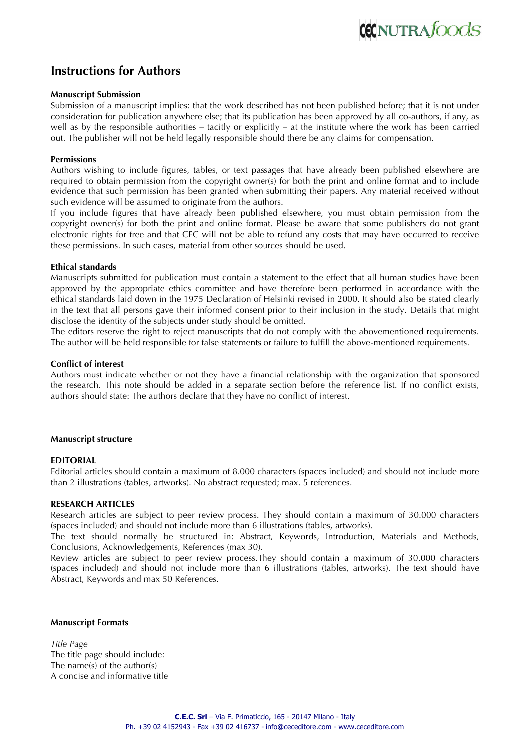# Instructions for Authors

### Manuscript Submission

Submission of a manuscript implies: that the work described has not been published before; that it is not under consideration for publication anywhere else; that its publication has been approved by all co-authors, if any, as well as by the responsible authorities – tacitly or explicitly – at the institute where the work has been carried out. The publisher will not be held legally responsible should there be any claims for compensation.

### Permissions

Authors wishing to include figures, tables, or text passages that have already been published elsewhere are required to obtain permission from the copyright owner(s) for both the print and online format and to include evidence that such permission has been granted when submitting their papers. Any material received without such evidence will be assumed to originate from the authors.

If you include figures that have already been published elsewhere, you must obtain permission from the copyright owner(s) for both the print and online format. Please be aware that some publishers do not grant electronic rights for free and that CEC will not be able to refund any costs that may have occurred to receive these permissions. In such cases, material from other sources should be used.

### Ethical standards

Manuscripts submitted for publication must contain a statement to the effect that all human studies have been approved by the appropriate ethics committee and have therefore been performed in accordance with the ethical standards laid down in the 1975 Declaration of Helsinki revised in 2000. It should also be stated clearly in the text that all persons gave their informed consent prior to their inclusion in the study. Details that might disclose the identity of the subjects under study should be omitted.

The editors reserve the right to reject manuscripts that do not comply with the abovementioned requirements. The author will be held responsible for false statements or failure to fulfill the above-mentioned requirements.

### Conflict of interest

Authors must indicate whether or not they have a financial relationship with the organization that sponsored the research. This note should be added in a separate section before the reference list. If no conflict exists, authors should state: The authors declare that they have no conflict of interest.

### Manuscript structure

#### EDITORIAL

Editorial articles should contain a maximum of 8.000 characters (spaces included) and should not include more than 2 illustrations (tables, artworks). No abstract requested; max. 5 references.

#### RESEARCH ARTICLES

Research articles are subject to peer review process. They should contain a maximum of 30.000 characters (spaces included) and should not include more than 6 illustrations (tables, artworks).

The text should normally be structured in: Abstract, Keywords, Introduction, Materials and Methods, Conclusions, Acknowledgements, References (max 30).

Review articles are subject to peer review process.They should contain a maximum of 30.000 characters (spaces included) and should not include more than 6 illustrations (tables, artworks). The text should have Abstract, Keywords and max 50 References.

### Manuscript Formats

*Title Page*

The title page should include:

The name(s) of the author(s)

A concise and informative title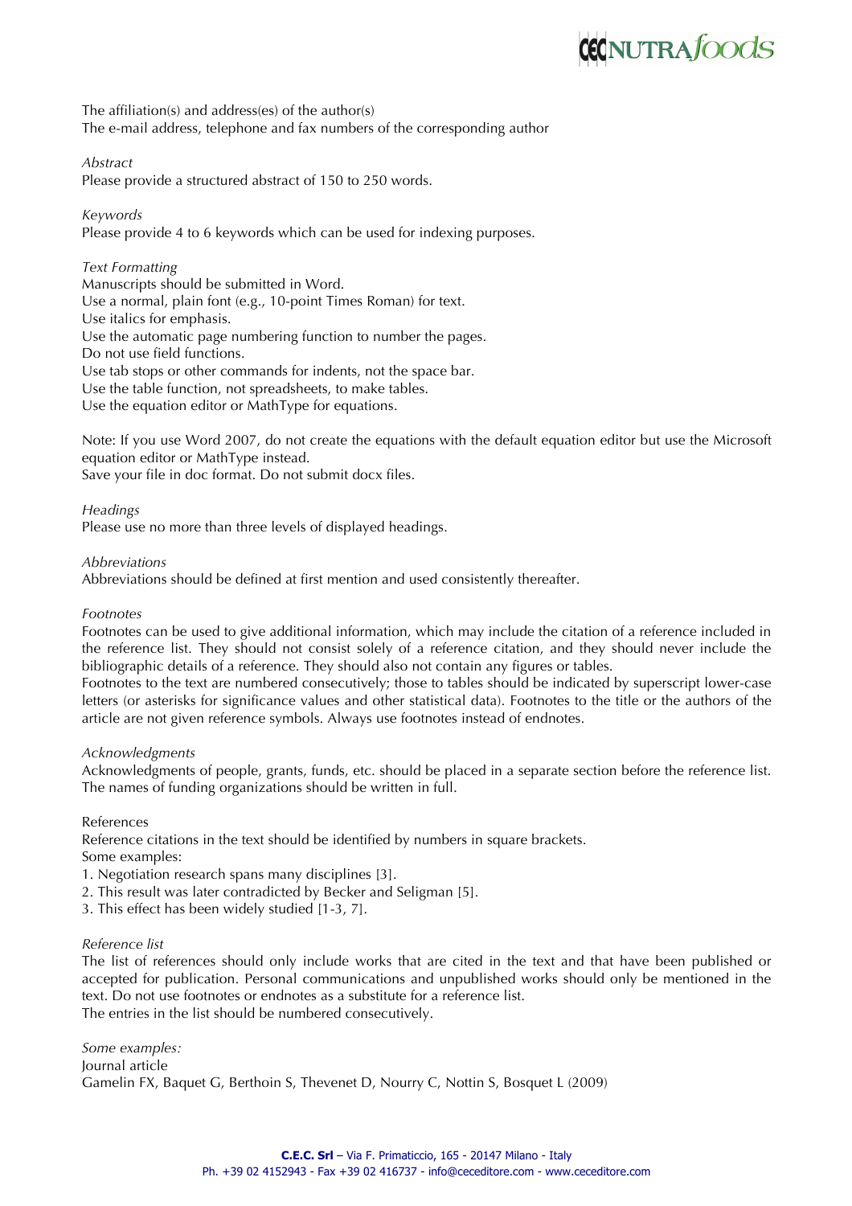The affiliation(s) and address(es) of the author(s)
The e-mail address, telephone and fax numbers of the corresponding author

*Abstract*
Please provide a structured abstract of 150 to 250 words.

*Keywords*
Please provide 4 to 6 keywords which can be used for indexing purposes.

*Text Formatting*
Manuscripts should be submitted in Word.
Use a normal, plain font (e.g., 10-point Times Roman) for text.
Use italics for emphasis.
Use the automatic page numbering function to number the pages.
Do not use field functions.
Use tab stops or other commands for indents, not the space bar.
Use the table function, not spreadsheets, to make tables.
Use the equation editor or MathType for equations.

Note: If you use Word 2007, do not create the equations with the default equation editor but use the Microsoft equation editor or MathType instead.
Save your file in doc format. Do not submit docx files.

*Headings*
Please use no more than three levels of displayed headings.

*Abbreviations*
Abbreviations should be defined at first mention and used consistently thereafter.

*Footnotes*
Footnotes can be used to give additional information, which may include the citation of a reference included in the reference list. They should not consist solely of a reference citation, and they should never include the bibliographic details of a reference. They should also not contain any figures or tables.
Footnotes to the text are numbered consecutively; those to tables should be indicated by superscript lower-case letters (or asterisks for significance values and other statistical data). Footnotes to the title or the authors of the article are not given reference symbols. Always use footnotes instead of endnotes.

*Acknowledgments*
Acknowledgments of people, grants, funds, etc. should be placed in a separate section before the reference list. The names of funding organizations should be written in full.

References
Reference citations in the text should be identified by numbers in square brackets.
Some examples:
1. Negotiation research spans many disciplines [3].
2. This result was later contradicted by Becker and Seligman [5].
3. This effect has been widely studied [1-3, 7].

*Reference list*
The list of references should only include works that are cited in the text and that have been published or accepted for publication. Personal communications and unpublished works should only be mentioned in the text. Do not use footnotes or endnotes as a substitute for a reference list.
The entries in the list should be numbered consecutively.

*Some examples:*
Journal article
Gamelin FX, Baquet G, Berthoin S, Thevenet D, Nourry C, Nottin S, Bosquet L (2009)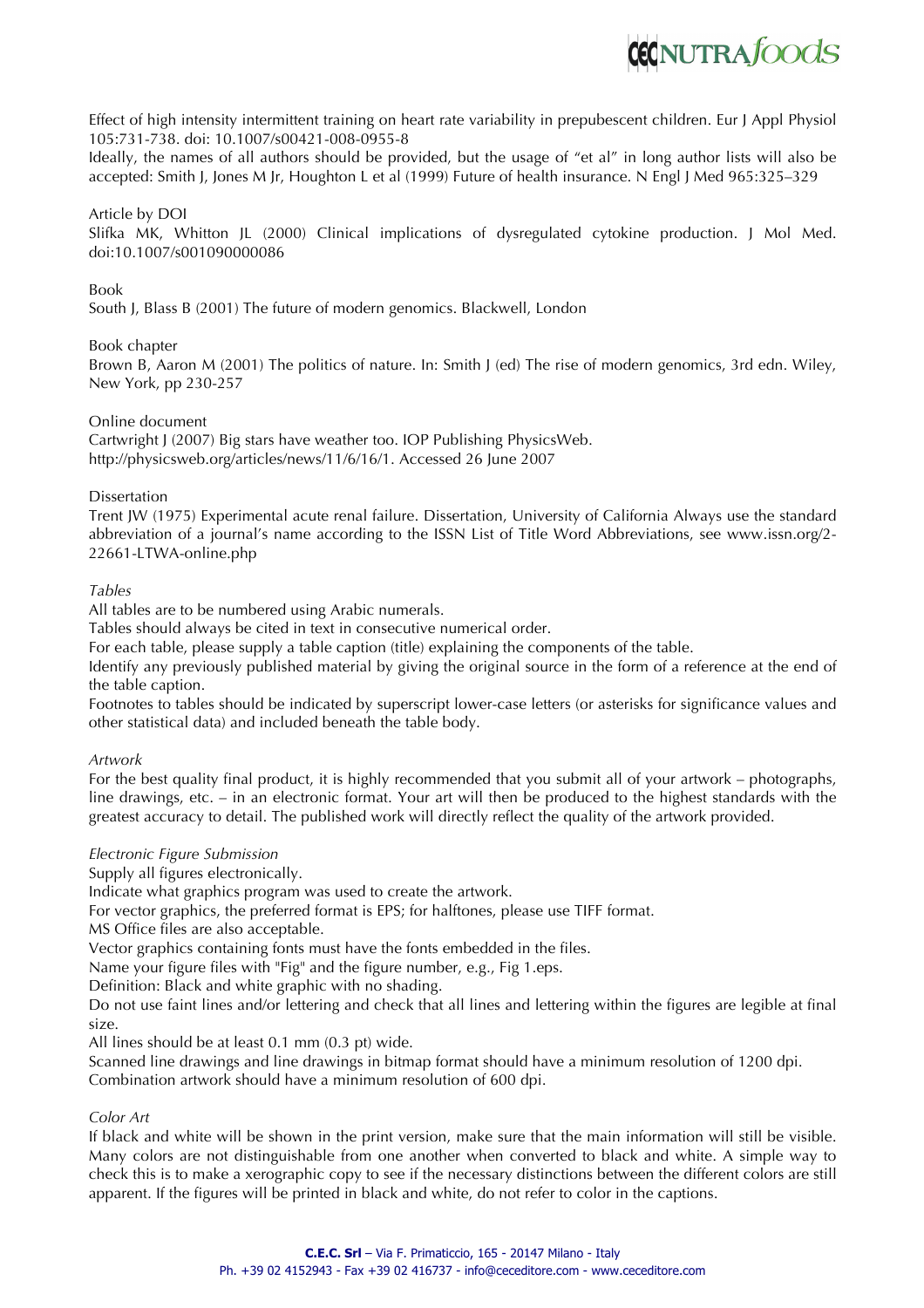Effect of high intensity intermittent training on heart rate variability in prepubescent children. Eur J Appl Physiol 105:731-738. doi: 10.1007/s00421-008-0955-8

Ideally, the names of all authors should be provided, but the usage of "et al" in long author lists will also be accepted: Smith J, Jones M Jr, Houghton L et al (1999) Future of health insurance. N Engl J Med 965:325–329

Article by DOI

Slifka MK, Whitton JL (2000) Clinical implications of dysregulated cytokine production. J Mol Med. doi:10.1007/s001090000086

Book

South J, Blass B (2001) The future of modern genomics. Blackwell, London

Book chapter

Brown B, Aaron M (2001) The politics of nature. In: Smith J (ed) The rise of modern genomics, 3rd edn. Wiley, New York, pp 230-257

Online document

Cartwright J (2007) Big stars have weather too. IOP Publishing PhysicsWeb. http://physicsweb.org/articles/news/11/6/16/1. Accessed 26 June 2007

Dissertation

Trent JW (1975) Experimental acute renal failure. Dissertation, University of California Always use the standard abbreviation of a journal's name according to the ISSN List of Title Word Abbreviations, see www.issn.org/2-22661-LTWA-online.php

*Tables*

All tables are to be numbered using Arabic numerals.

Tables should always be cited in text in consecutive numerical order.

For each table, please supply a table caption (title) explaining the components of the table.

Identify any previously published material by giving the original source in the form of a reference at the end of the table caption.

Footnotes to tables should be indicated by superscript lower-case letters (or asterisks for significance values and other statistical data) and included beneath the table body.

*Artwork*

For the best quality final product, it is highly recommended that you submit all of your artwork – photographs, line drawings, etc. – in an electronic format. Your art will then be produced to the highest standards with the greatest accuracy to detail. The published work will directly reflect the quality of the artwork provided.

*Electronic Figure Submission*

Supply all figures electronically.

Indicate what graphics program was used to create the artwork.

For vector graphics, the preferred format is EPS; for halftones, please use TIFF format.

MS Office files are also acceptable.

Vector graphics containing fonts must have the fonts embedded in the files.

Name your figure files with "Fig" and the figure number, e.g., Fig 1.eps.

Definition: Black and white graphic with no shading.

Do not use faint lines and/or lettering and check that all lines and lettering within the figures are legible at final size.

All lines should be at least 0.1 mm (0.3 pt) wide.

Scanned line drawings and line drawings in bitmap format should have a minimum resolution of 1200 dpi.

Combination artwork should have a minimum resolution of 600 dpi.

*Color Art*

If black and white will be shown in the print version, make sure that the main information will still be visible. Many colors are not distinguishable from one another when converted to black and white. A simple way to check this is to make a xerographic copy to see if the necessary distinctions between the different colors are still apparent. If the figures will be printed in black and white, do not refer to color in the captions.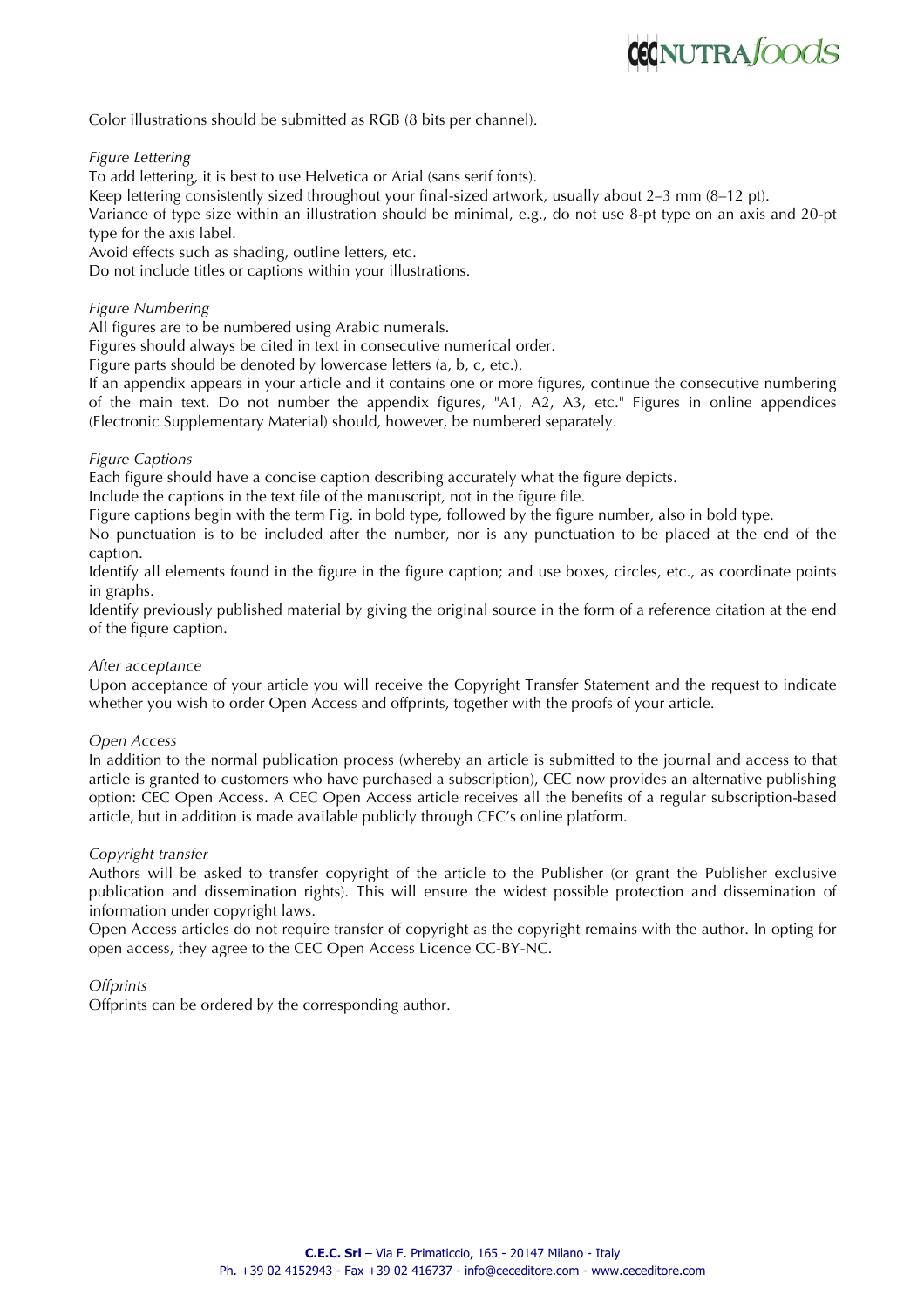Color illustrations should be submitted as RGB (8 bits per channel).

*Figure Lettering*

To add lettering, it is best to use Helvetica or Arial (sans serif fonts).

Keep lettering consistently sized throughout your final-sized artwork, usually about 2–3 mm (8–12 pt).

Variance of type size within an illustration should be minimal, e.g., do not use 8-pt type on an axis and 20-pt type for the axis label.

Avoid effects such as shading, outline letters, etc.

Do not include titles or captions within your illustrations.

*Figure Numbering*

All figures are to be numbered using Arabic numerals.

Figures should always be cited in text in consecutive numerical order.

Figure parts should be denoted by lowercase letters (a, b, c, etc.).

If an appendix appears in your article and it contains one or more figures, continue the consecutive numbering of the main text. Do not number the appendix figures, "A1, A2, A3, etc." Figures in online appendices (Electronic Supplementary Material) should, however, be numbered separately.

*Figure Captions*

Each figure should have a concise caption describing accurately what the figure depicts.

Include the captions in the text file of the manuscript, not in the figure file.

Figure captions begin with the term Fig. in bold type, followed by the figure number, also in bold type.

No punctuation is to be included after the number, nor is any punctuation to be placed at the end of the caption.

Identify all elements found in the figure in the figure caption; and use boxes, circles, etc., as coordinate points in graphs.

Identify previously published material by giving the original source in the form of a reference citation at the end of the figure caption.

*After acceptance*

Upon acceptance of your article you will receive the Copyright Transfer Statement and the request to indicate whether you wish to order Open Access and offprints, together with the proofs of your article.

*Open Access*

In addition to the normal publication process (whereby an article is submitted to the journal and access to that article is granted to customers who have purchased a subscription), CEC now provides an alternative publishing option: CEC Open Access. A CEC Open Access article receives all the benefits of a regular subscription-based article, but in addition is made available publicly through CEC's online platform.

*Copyright transfer*

Authors will be asked to transfer copyright of the article to the Publisher (or grant the Publisher exclusive publication and dissemination rights). This will ensure the widest possible protection and dissemination of information under copyright laws.

Open Access articles do not require transfer of copyright as the copyright remains with the author. In opting for open access, they agree to the CEC Open Access Licence CC-BY-NC.

*Offprints*

Offprints can be ordered by the corresponding author.